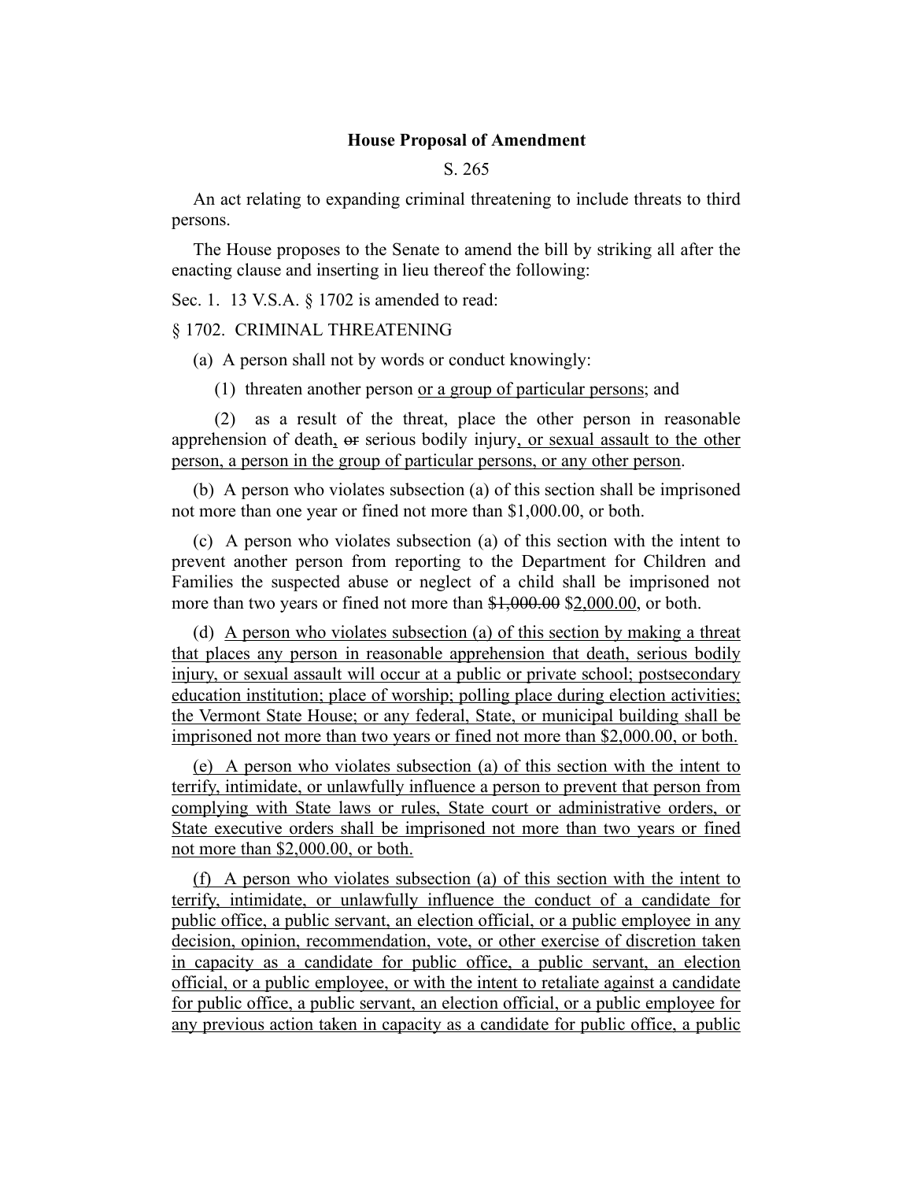**House Proposal of Amendment**

S. 265

An act relating to expanding criminal threatening to include threats to third persons.

The House proposes to the Senate to amend the bill by striking all after the enacting clause and inserting in lieu thereof the following:

Sec. 1. 13 V.S.A. § 1702 is amended to read:

§ 1702. CRIMINAL THREATENING

(a) A person shall not by words or conduct knowingly:

(1) threaten another person <u>or a group of particular persons</u>; and

(2) as a result of the threat, place the other person in reasonable apprehension of death<u>,</u> ~~or~~ serious bodily injury<u>, or sexual assault to the other person, a person in the group of particular persons, or any other person</u>.

(b) A person who violates subsection (a) of this section shall be imprisoned not more than one year or fined not more than $1,000.00, or both.

(c) A person who violates subsection (a) of this section with the intent to prevent another person from reporting to the Department for Children and Families the suspected abuse or neglect of a child shall be imprisoned not more than two years or fined not more than ~~$1,000.00~~ <u>$2,000.00</u>, or both.

(d) <u>A person who violates subsection (a) of this section by making a threat that places any person in reasonable apprehension that death, serious bodily injury, or sexual assault will occur at a public or private school; postsecondary education institution; place of worship; polling place during election activities; the Vermont State House; or any federal, State, or municipal building shall be imprisoned not more than two years or fined not more than $2,000.00, or both.</u>

<u>(e) A person who violates subsection (a) of this section with the intent to terrify, intimidate, or unlawfully influence a person to prevent that person from complying with State laws or rules, State court or administrative orders, or State executive orders shall be imprisoned not more than two years or fined not more than $2,000.00, or both.</u>

<u>(f) A person who violates subsection (a) of this section with the intent to terrify, intimidate, or unlawfully influence the conduct of a candidate for public office, a public servant, an election official, or a public employee in any decision, opinion, recommendation, vote, or other exercise of discretion taken in capacity as a candidate for public office, a public servant, an election official, or a public employee, or with the intent to retaliate against a candidate for public office, a public servant, an election official, or a public employee for any previous action taken in capacity as a candidate for public office, a public</u>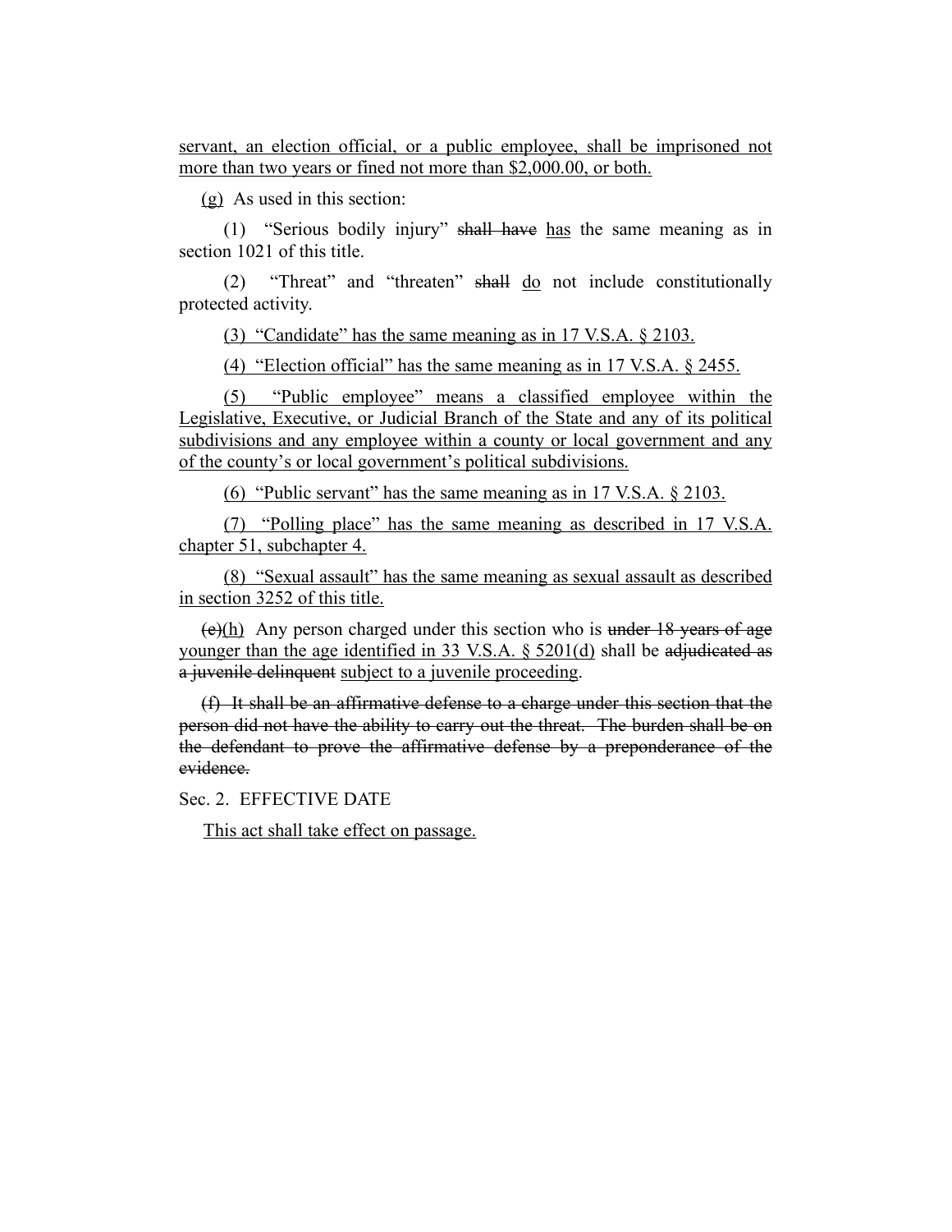servant, an election official, or a public employee, shall be imprisoned not more than two years or fined not more than $2,000.00, or both.

(g) As used in this section:

(1) "Serious bodily injury" ~~shall have~~ has the same meaning as in section 1021 of this title.

(2) "Threat" and "threaten" ~~shall~~ do not include constitutionally protected activity.

(3) "Candidate" has the same meaning as in 17 V.S.A. § 2103.

(4) "Election official" has the same meaning as in 17 V.S.A. § 2455.

(5) "Public employee" means a classified employee within the Legislative, Executive, or Judicial Branch of the State and any of its political subdivisions and any employee within a county or local government and any of the county's or local government's political subdivisions.

(6) "Public servant" has the same meaning as in 17 V.S.A. § 2103.

(7) "Polling place" has the same meaning as described in 17 V.S.A. chapter 51, subchapter 4.

(8) "Sexual assault" has the same meaning as sexual assault as described in section 3252 of this title.

~~(e)~~(h) Any person charged under this section who is ~~under 18 years of age~~ younger than the age identified in 33 V.S.A. § 5201(d) shall be ~~adjudicated as a juvenile delinquent~~ subject to a juvenile proceeding.

~~(f) It shall be an affirmative defense to a charge under this section that the person did not have the ability to carry out the threat. The burden shall be on the defendant to prove the affirmative defense by a preponderance of the evidence.~~

Sec. 2. EFFECTIVE DATE

This act shall take effect on passage.